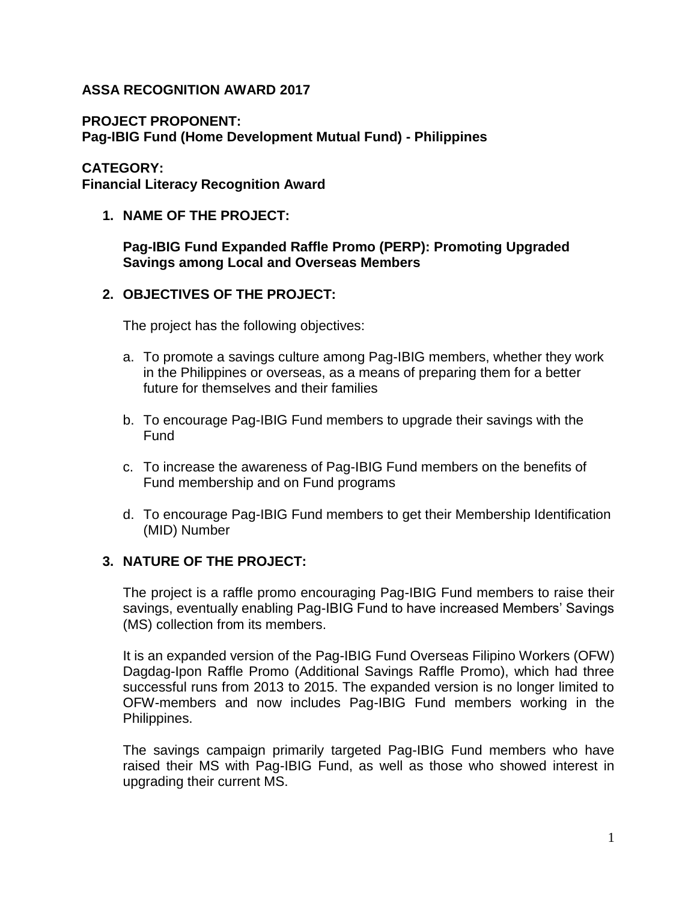**ASSA RECOGNITION AWARD 2017**

**PROJECT PROPONENT:**
**Pag-IBIG Fund (Home Development Mutual Fund) - Philippines**

**CATEGORY:**
**Financial Literacy Recognition Award**

1. **NAME OF THE PROJECT:**

   **Pag-IBIG Fund Expanded Raffle Promo (PERP): Promoting Upgraded Savings among Local and Overseas Members**

2. **OBJECTIVES OF THE PROJECT:**

   The project has the following objectives:

   a. To promote a savings culture among Pag-IBIG members, whether they work in the Philippines or overseas, as a means of preparing them for a better future for themselves and their families

   b. To encourage Pag-IBIG Fund members to upgrade their savings with the Fund

   c. To increase the awareness of Pag-IBIG Fund members on the benefits of Fund membership and on Fund programs

   d. To encourage Pag-IBIG Fund members to get their Membership Identification (MID) Number

3. **NATURE OF THE PROJECT:**

   The project is a raffle promo encouraging Pag-IBIG Fund members to raise their savings, eventually enabling Pag-IBIG Fund to have increased Members' Savings (MS) collection from its members.

   It is an expanded version of the Pag-IBIG Fund Overseas Filipino Workers (OFW) Dagdag-Ipon Raffle Promo (Additional Savings Raffle Promo), which had three successful runs from 2013 to 2015. The expanded version is no longer limited to OFW-members and now includes Pag-IBIG Fund members working in the Philippines.

   The savings campaign primarily targeted Pag-IBIG Fund members who have raised their MS with Pag-IBIG Fund, as well as those who showed interest in upgrading their current MS.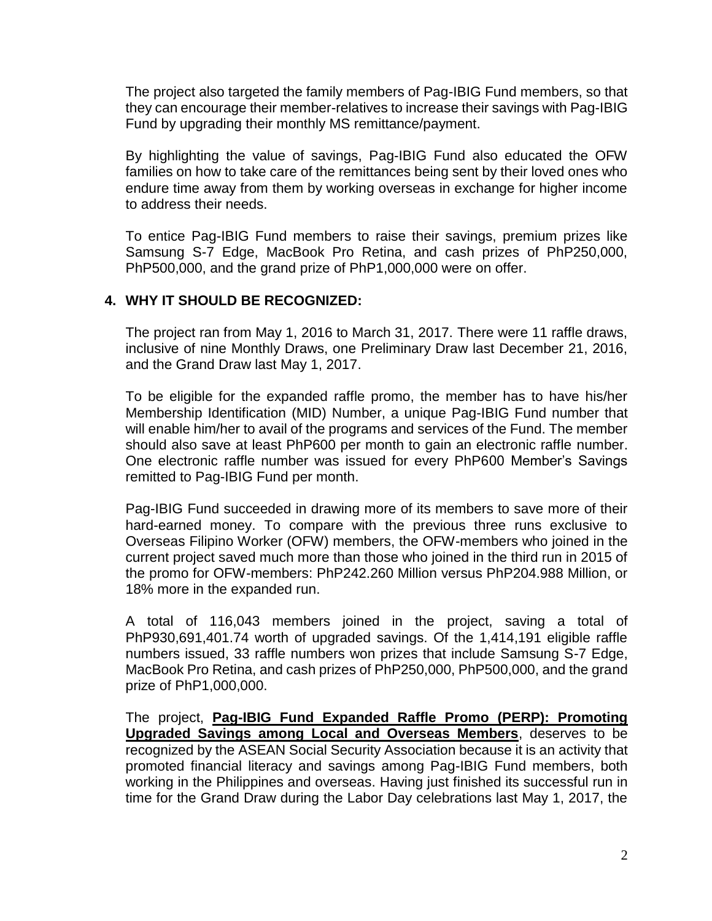The project also targeted the family members of Pag-IBIG Fund members, so that they can encourage their member-relatives to increase their savings with Pag-IBIG Fund by upgrading their monthly MS remittance/payment.

By highlighting the value of savings, Pag-IBIG Fund also educated the OFW families on how to take care of the remittances being sent by their loved ones who endure time away from them by working overseas in exchange for higher income to address their needs.

To entice Pag-IBIG Fund members to raise their savings, premium prizes like Samsung S-7 Edge, MacBook Pro Retina, and cash prizes of PhP250,000, PhP500,000, and the grand prize of PhP1,000,000 were on offer.

## 4. WHY IT SHOULD BE RECOGNIZED:

The project ran from May 1, 2016 to March 31, 2017. There were 11 raffle draws, inclusive of nine Monthly Draws, one Preliminary Draw last December 21, 2016, and the Grand Draw last May 1, 2017.

To be eligible for the expanded raffle promo, the member has to have his/her Membership Identification (MID) Number, a unique Pag-IBIG Fund number that will enable him/her to avail of the programs and services of the Fund. The member should also save at least PhP600 per month to gain an electronic raffle number. One electronic raffle number was issued for every PhP600 Member's Savings remitted to Pag-IBIG Fund per month.

Pag-IBIG Fund succeeded in drawing more of its members to save more of their hard-earned money. To compare with the previous three runs exclusive to Overseas Filipino Worker (OFW) members, the OFW-members who joined in the current project saved much more than those who joined in the third run in 2015 of the promo for OFW-members: PhP242.260 Million versus PhP204.988 Million, or 18% more in the expanded run.

A total of 116,043 members joined in the project, saving a total of PhP930,691,401.74 worth of upgraded savings. Of the 1,414,191 eligible raffle numbers issued, 33 raffle numbers won prizes that include Samsung S-7 Edge, MacBook Pro Retina, and cash prizes of PhP250,000, PhP500,000, and the grand prize of PhP1,000,000.

The project, **Pag-IBIG Fund Expanded Raffle Promo (PERP): Promoting Upgraded Savings among Local and Overseas Members**, deserves to be recognized by the ASEAN Social Security Association because it is an activity that promoted financial literacy and savings among Pag-IBIG Fund members, both working in the Philippines and overseas. Having just finished its successful run in time for the Grand Draw during the Labor Day celebrations last May 1, 2017, the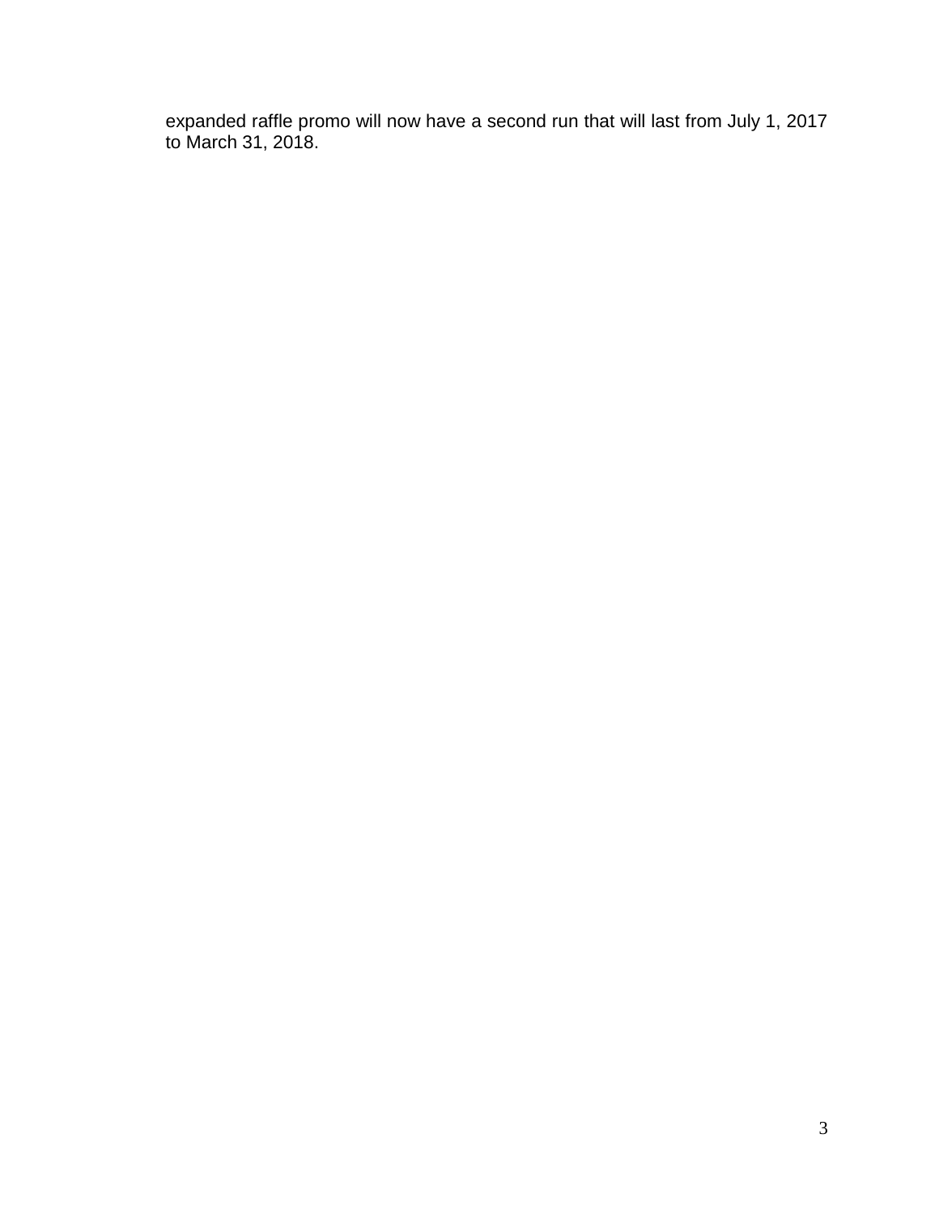expanded raffle promo will now have a second run that will last from July 1, 2017 to March 31, 2018.